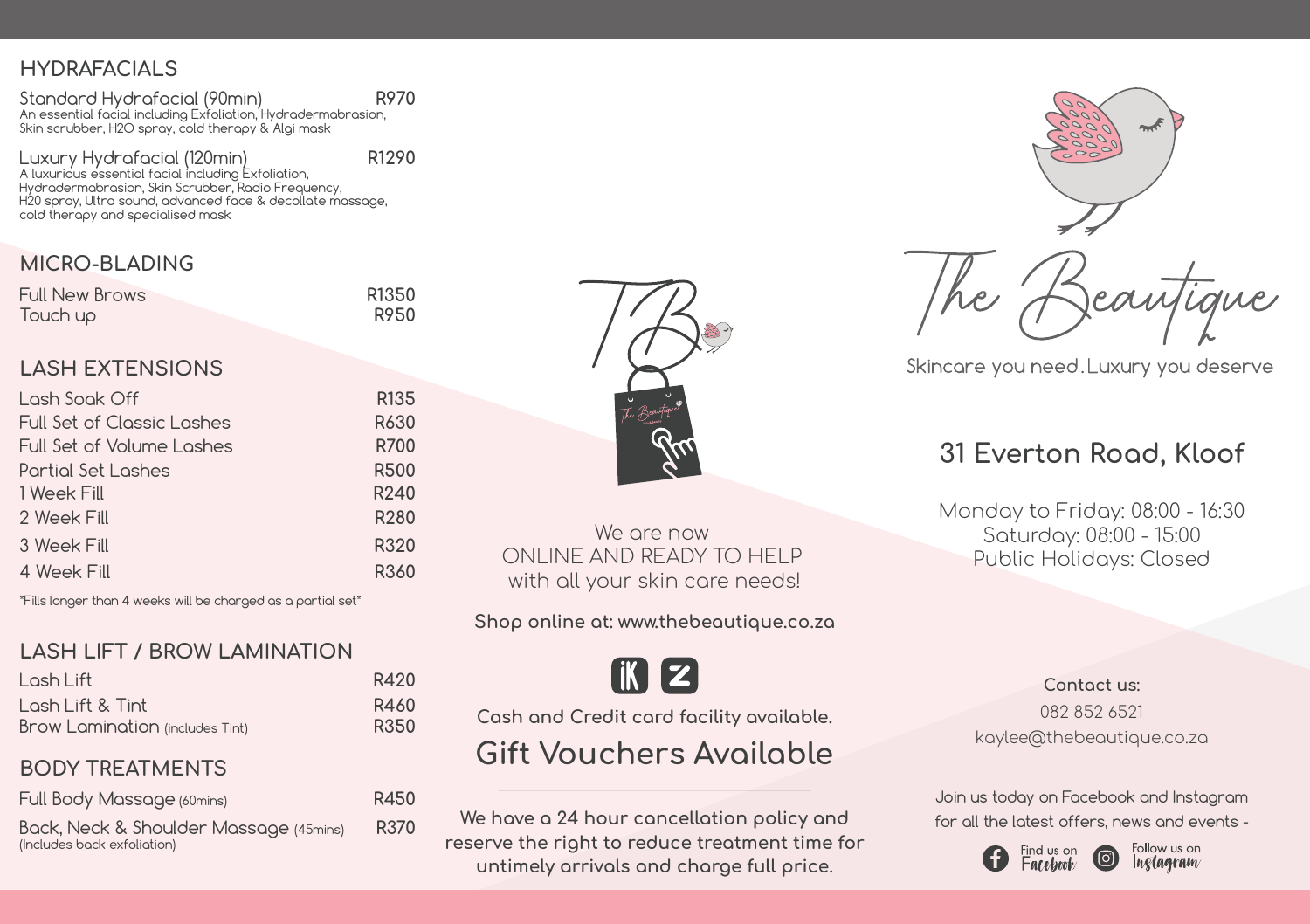## HYDRAFACIALS

| Service | Price |
|---|---|
| Standard Hydrafacial (90min) | R970 |
| Luxury Hydrafacial (120min) | R1290 |

**Standard Hydrafacial (90min)** — An essential facial including Exfoliation, Hydradermabrasion, Skin scrubber, H2O spray, cold therapy & Algi mask

**Luxury Hydrafacial (120min)** — A luxurious essential facial including Exfoliation, Hydradermabrasion, Skin Scrubber, Radio Frequency, H20 spray, Ultra sound, advanced face & decollate massage, cold therapy and specialised mask

## MICRO-BLADING

| Service | Price |
|---|---|
| Full New Brows | R1350 |
| Touch up | R950 |

## LASH EXTENSIONS

| Service | Price |
|---|---|
| Lash Soak Off | R135 |
| Full Set of Classic Lashes | R630 |
| Full Set of Volume Lashes | R700 |
| Partial Set Lashes | R500 |
| 1 Week Fill | R240 |
| 2 Week Fill | R280 |
| 3 Week Fill | R320 |
| 4 Week Fill | R360 |

*Fills longer than 4 weeks will be charged as a partial set*

## LASH LIFT / BROW LAMINATION

| Service | Price |
|---|---|
| Lash Lift | R420 |
| Lash Lift & Tint | R460 |
| Brow Lamination (includes Tint) | R350 |

## BODY TREATMENTS

| Service | Price |
|---|---|
| Full Body Massage (60mins) | R450 |
| Back, Neck & Shoulder Massage (45mins) (Includes back exfoliation) | R370 |

We are now
ONLINE AND READY TO HELP
with all your skin care needs!

**Shop online at: www.thebeautique.co.za**

**Cash and Credit card facility available.**

## Gift Vouchers Available

**We have a 24 hour cancellation policy and reserve the right to reduce treatment time for untimely arrivals and charge full price.**

# The Beautique

Skincare you need. Luxury you deserve

## 31 Everton Road, Kloof

Monday to Friday: 08:00 - 16:30
Saturday: 08:00 - 15:00
Public Holidays: Closed

**Contact us:**
082 852 6521
kaylee@thebeautique.co.za

Join us today on Facebook and Instagram for all the latest offers, news and events -

Find us on Facebook | Follow us on Instagram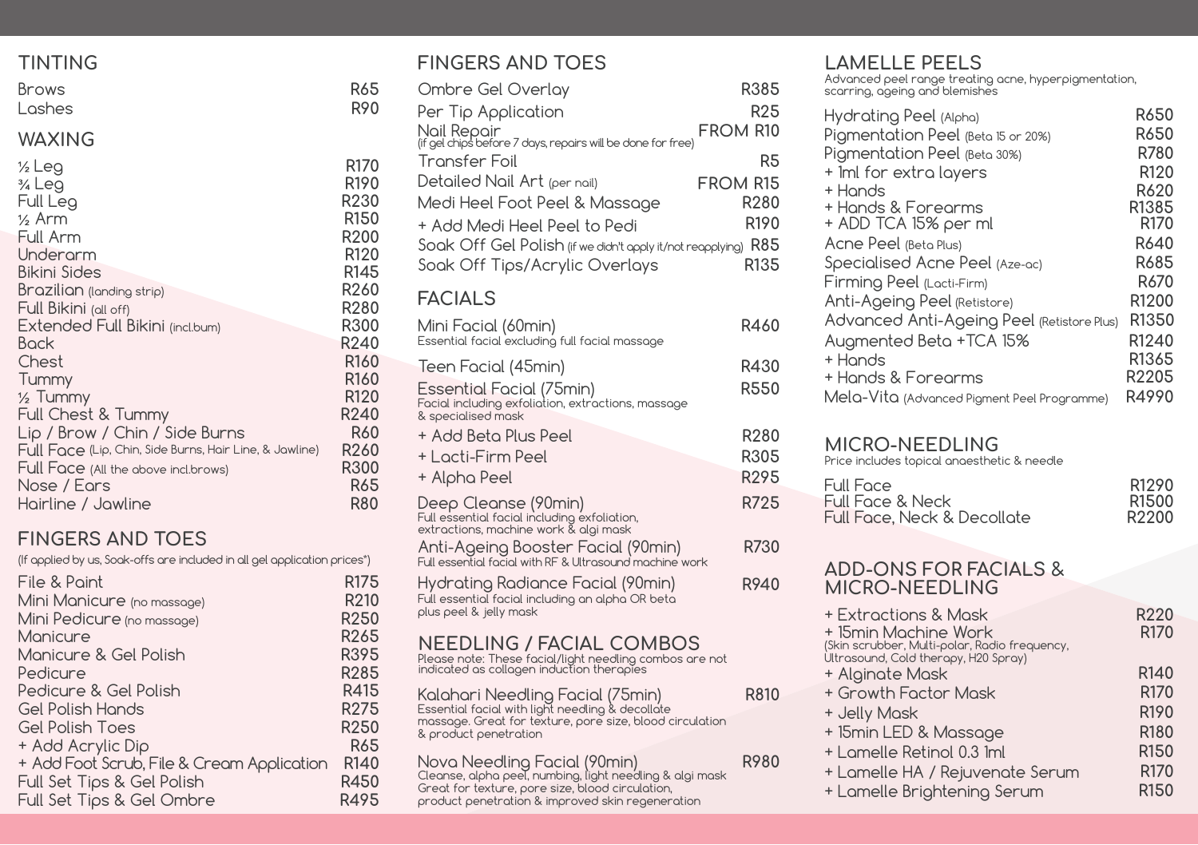## TINTING

| | |
|---|---|
| Brows | R65 |
| Lashes | R90 |

## WAXING

| | |
|---|---|
| ½ Leg | R170 |
| ¾ Leg | R190 |
| Full Leg | R230 |
| ½ Arm | R150 |
| Full Arm | R200 |
| Underarm | R120 |
| Bikini Sides | R145 |
| Brazilian (landing strip) | R260 |
| Full Bikini (all off) | R280 |
| Extended Full Bikini (incl.bum) | R300 |
| Back | R240 |
| Chest | R160 |
| Tummy | R160 |
| ½ Tummy | R120 |
| Full Chest & Tummy | R240 |
| Lip / Brow / Chin / Side Burns | R60 |
| Full Face (Lip, Chin, Side Burns, Hair Line, & Jawline) | R260 |
| Full Face (All the above incl.brows) | R300 |
| Nose / Ears | R65 |
| Hairline / Jawline | R80 |

## FINGERS AND TOES

(If applied by us, Soak-offs are included in all gel application prices*)

| | |
|---|---|
| File & Paint | R175 |
| Mini Manicure (no massage) | R210 |
| Mini Pedicure (no massage) | R250 |
| Manicure | R265 |
| Manicure & Gel Polish | R395 |
| Pedicure | R285 |
| Pedicure & Gel Polish | R415 |
| Gel Polish Hands | R275 |
| Gel Polish Toes | R250 |
| + Add Acrylic Dip | R65 |
| + Add Foot Scrub, File & Cream Application | R140 |
| Full Set Tips & Gel Polish | R450 |
| Full Set Tips & Gel Ombre | R495 |

## FINGERS AND TOES

| | |
|---|---|
| Ombre Gel Overlay | R385 |
| Per Tip Application | R25 |
| Nail Repair (if gel chips before 7 days, repairs will be done for free) | FROM R10 |
| Transfer Foil | R5 |
| Detailed Nail Art (per nail) | FROM R15 |
| Medi Heel Foot Peel & Massage | R280 |
| + Add Medi Heel Peel to Pedi | R190 |
| Soak Off Gel Polish (if we didn't apply it/not reapplying) | R85 |
| Soak Off Tips/Acrylic Overlays | R135 |

## FACIALS

| | |
|---|---|
| Mini Facial (60min)<br>Essential facial excluding full facial massage | R460 |
| Teen Facial (45min) | R430 |
| Essential Facial (75min)<br>Facial including exfoliation, extractions, massage & specialised mask | R550 |
| + Add Beta Plus Peel | R280 |
| + Lacti-Firm Peel | R305 |
| + Alpha Peel | R295 |
| Deep Cleanse (90min)<br>Full essential facial including exfoliation, extractions, machine work & algi mask | R725 |
| Anti-Ageing Booster Facial (90min)<br>Full essential facial with RF & Ultrasound machine work | R730 |
| Hydrating Radiance Facial (90min)<br>Full essential facial including an alpha OR beta plus peel & jelly mask | R940 |

## NEEDLING / FACIAL COMBOS

Please note: These facial/light needling combos are not indicated as collagen induction therapies

| | |
|---|---|
| Kalahari Needling Facial (75min)<br>Essential facial with light needling & decollate massage. Great for texture, pore size, blood circulation & product penetration | R810 |
| Nova Needling Facial (90min)<br>Cleanse, alpha peel, numbing, light needling & algi mask<br>Great for texture, pore size, blood circulation, product penetration & improved skin regeneration | R980 |

## LAMELLE PEELS

Advanced peel range treating acne, hyperpigmentation, scarring, ageing and blemishes

| | |
|---|---|
| Hydrating Peel (Alpha) | R650 |
| Pigmentation Peel (Beta 15 or 20%) | R650 |
| Pigmentation Peel (Beta 30%) | R780 |
| + 1ml for extra layers | R120 |
| + Hands | R620 |
| + Hands & Forearms | R1385 |
| + ADD TCA 15% per ml | R170 |
| Acne Peel (Beta Plus) | R640 |
| Specialised Acne Peel (Aze-ac) | R685 |
| Firming Peel (Lacti-Firm) | R670 |
| Anti-Ageing Peel (Retistore) | R1200 |
| Advanced Anti-Ageing Peel (Retistore Plus) | R1350 |
| Augmented Beta +TCA 15% | R1240 |
| + Hands | R1365 |
| + Hands & Forearms | R2205 |
| Mela-Vita (Advanced Pigment Peel Programme) | R4990 |

## MICRO-NEEDLING

Price includes topical anaesthetic & needle

| | |
|---|---|
| Full Face | R1290 |
| Full Face & Neck | R1500 |
| Full Face, Neck & Decollate | R2200 |

## ADD-ONS FOR FACIALS & MICRO-NEEDLING

| | |
|---|---|
| + Extractions & Mask | R220 |
| + 15min Machine Work<br>(Skin scrubber, Multi-polar, Radio frequency, Ultrasound, Cold therapy, H20 Spray) | R170 |
| + Alginate Mask | R140 |
| + Growth Factor Mask | R170 |
| + Jelly Mask | R190 |
| + 15min LED & Massage | R180 |
| + Lamelle Retinol 0.3 1ml | R150 |
| + Lamelle HA / Rejuvenate Serum | R170 |
| + Lamelle Brightening Serum | R150 |